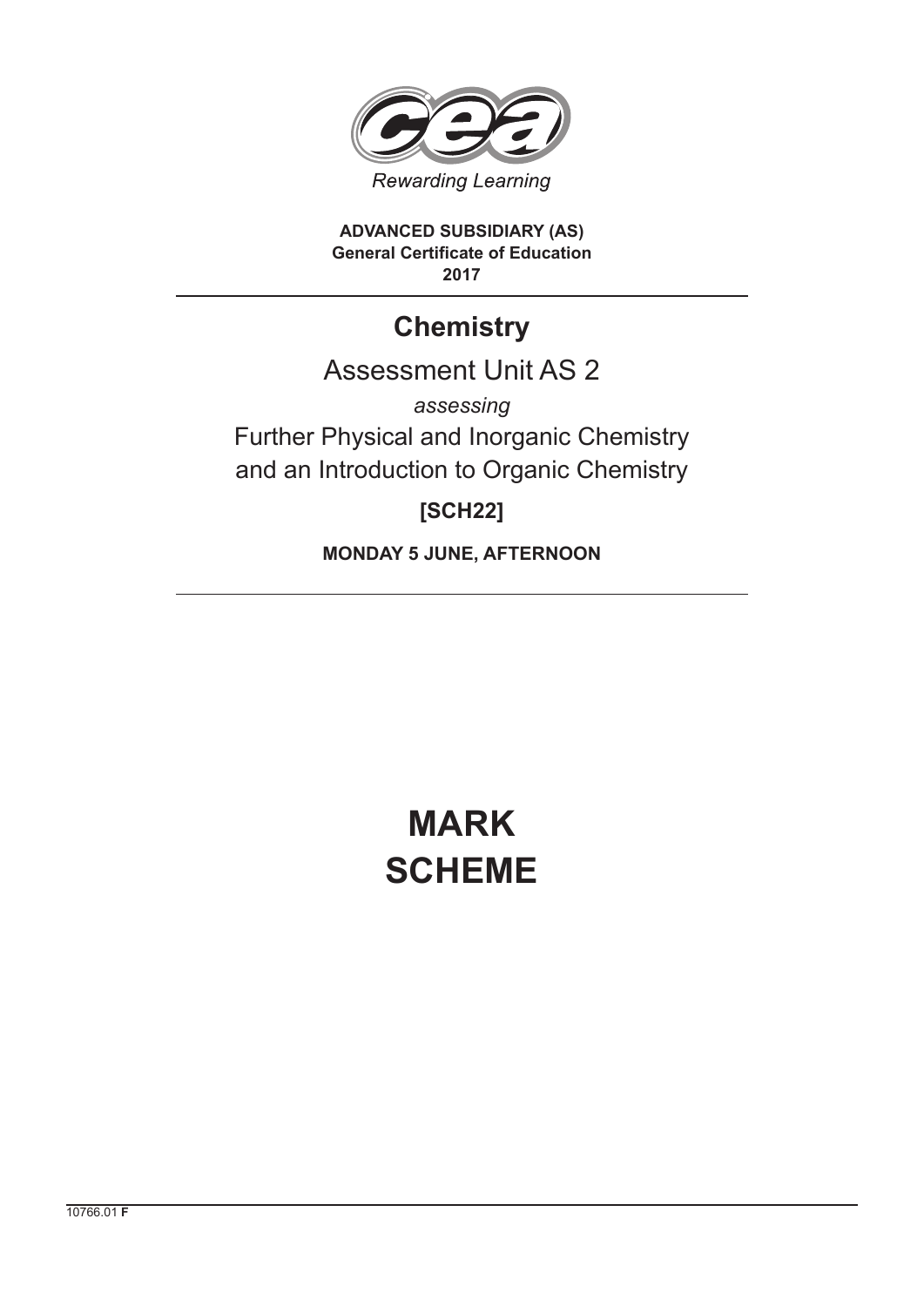Rewarding Learning

**ADVANCED SUBSIDIARY (AS)**
**General Certificate of Education**
**2017**

# Chemistry

## Assessment Unit AS 2

*assessing*

Further Physical and Inorganic Chemistry
and an Introduction to Organic Chemistry

**[SCH22]**

**MONDAY 5 JUNE, AFTERNOON**

# MARK SCHEME

10766.01 **F**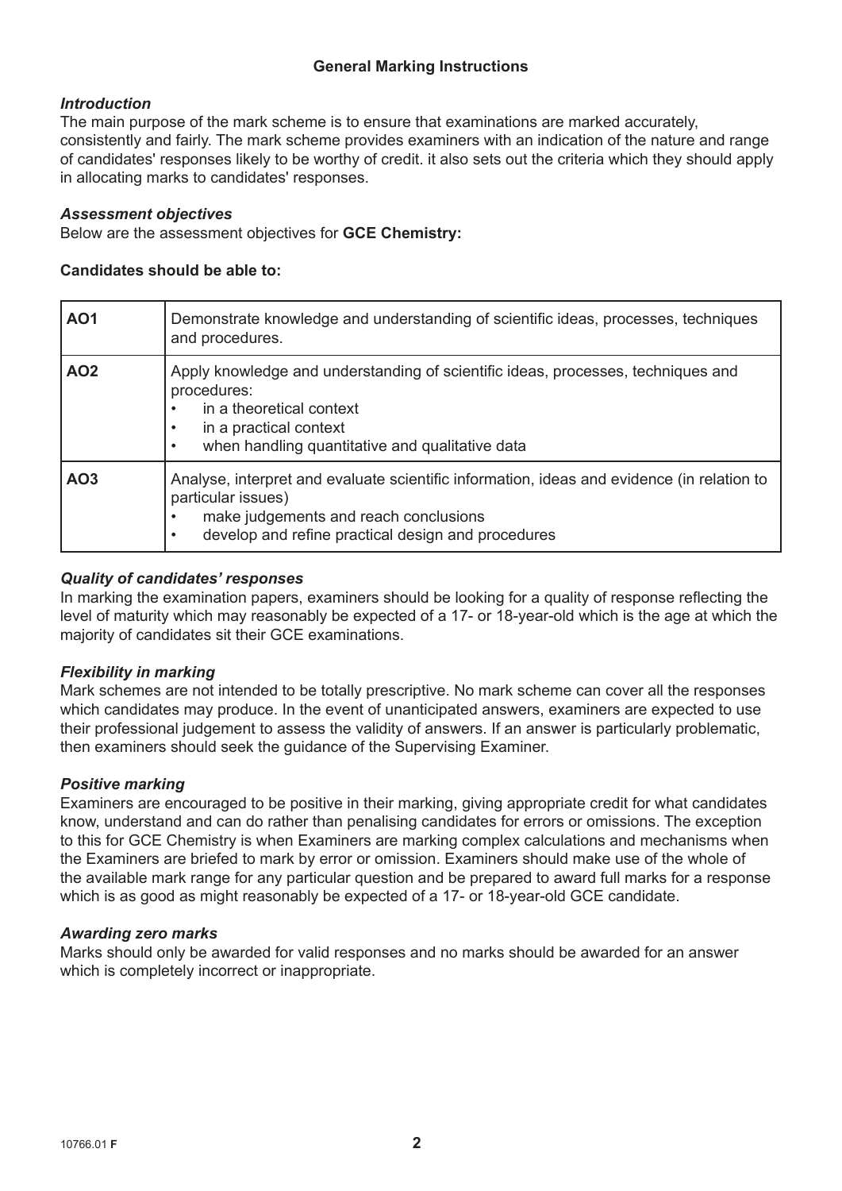## General Marking Instructions

### *Introduction*

The main purpose of the mark scheme is to ensure that examinations are marked accurately, consistently and fairly. The mark scheme provides examiners with an indication of the nature and range of candidates' responses likely to be worthy of credit. it also sets out the criteria which they should apply in allocating marks to candidates' responses.

### *Assessment objectives*

Below are the assessment objectives for **GCE Chemistry:**

**Candidates should be able to:**

| | |
|---|---|
| **AO1** | Demonstrate knowledge and understanding of scientific ideas, processes, techniques and procedures. |
| **AO2** | Apply knowledge and understanding of scientific ideas, processes, techniques and procedures:<br>• in a theoretical context<br>• in a practical context<br>• when handling quantitative and qualitative data |
| **AO3** | Analyse, interpret and evaluate scientific information, ideas and evidence (in relation to particular issues)<br>• make judgements and reach conclusions<br>• develop and refine practical design and procedures |

### *Quality of candidates' responses*

In marking the examination papers, examiners should be looking for a quality of response reflecting the level of maturity which may reasonably be expected of a 17- or 18-year-old which is the age at which the majority of candidates sit their GCE examinations.

### *Flexibility in marking*

Mark schemes are not intended to be totally prescriptive. No mark scheme can cover all the responses which candidates may produce. In the event of unanticipated answers, examiners are expected to use their professional judgement to assess the validity of answers. If an answer is particularly problematic, then examiners should seek the guidance of the Supervising Examiner.

### *Positive marking*

Examiners are encouraged to be positive in their marking, giving appropriate credit for what candidates know, understand and can do rather than penalising candidates for errors or omissions. The exception to this for GCE Chemistry is when Examiners are marking complex calculations and mechanisms when the Examiners are briefed to mark by error or omission. Examiners should make use of the whole of the available mark range for any particular question and be prepared to award full marks for a response which is as good as might reasonably be expected of a 17- or 18-year-old GCE candidate.

### *Awarding zero marks*

Marks should only be awarded for valid responses and no marks should be awarded for an answer which is completely incorrect or inappropriate.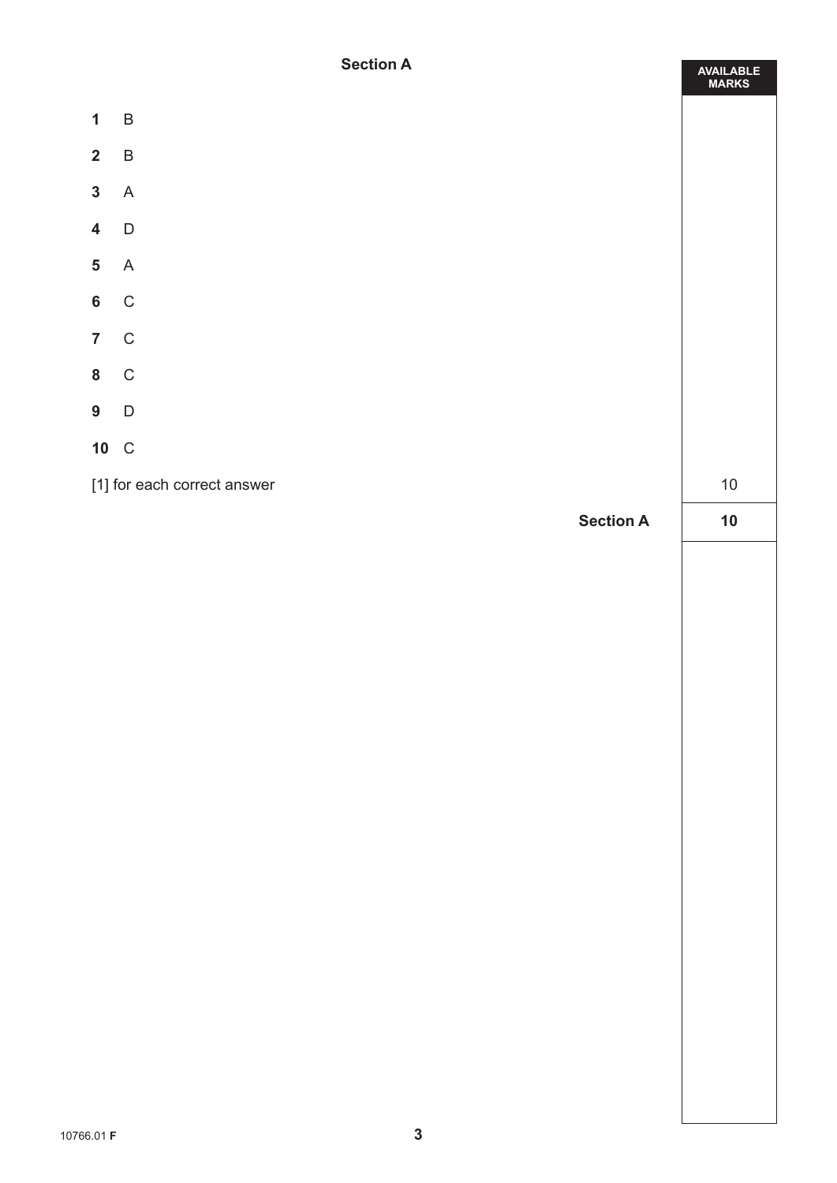## Section A

| | | AVAILABLE MARKS |
|---|---|---|
| **1** | B | |
| **2** | B | |
| **3** | A | |
| **4** | D | |
| **5** | A | |
| **6** | C | |
| **7** | C | |
| **8** | C | |
| **9** | D | |
| **10** | C | |
| [1] for each correct answer | | 10 |
| | **Section A** | **10** |

10766.01 **F**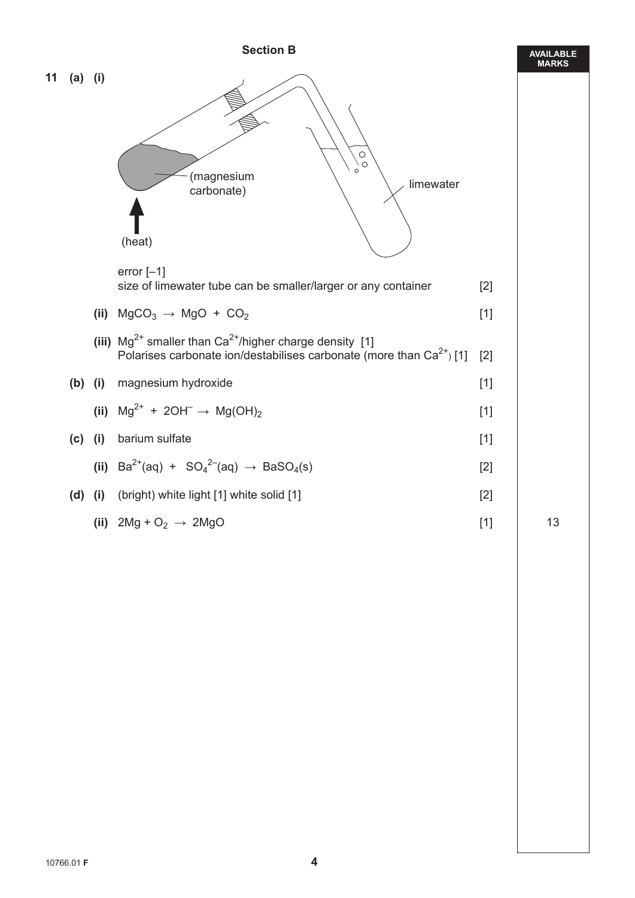## Section B

**AVAILABLE MARKS**

**11 (a) (i)**

(magnesium carbonate)

(heat)

limewater

error [–1]
size of limewater tube can be smaller/larger or any container [2]

**(ii)** $MgCO_3 \rightarrow MgO + CO_2$ [1]

**(iii)** $Mg^{2+}$ smaller than $Ca^{2+}$/higher charge density [1]
Polarises carbonate ion/destabilises carbonate (more than $Ca^{2+}$) [1] [2]

**(b) (i)** magnesium hydroxide [1]

**(ii)** $Mg^{2+} + 2OH^{-} \rightarrow Mg(OH)_2$ [1]

**(c) (i)** barium sulfate [1]

**(ii)** $Ba^{2+}(aq) + SO_4^{2-}(aq) \rightarrow BaSO_4(s)$ [2]

**(d) (i)** (bright) white light [1] white solid [1] [2]

**(ii)** $2Mg + O_2 \rightarrow 2MgO$ [1]

13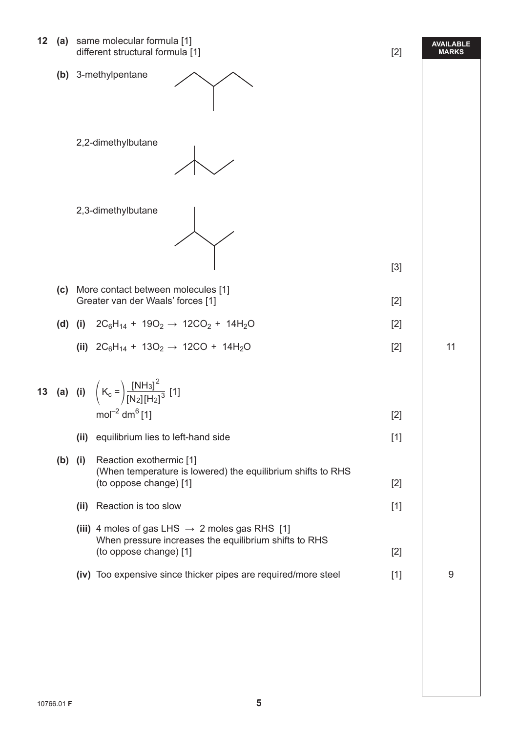| | | | AVAILABLE MARKS |
|---|---|---|---|
| **12** | **(a)** same molecular formula [1]<br>different structural formula [1] | [2] | |
| | **(b)** 3-methylpentane<br><br>2,2-dimethylbutane<br><br>2,3-dimethylbutane | [3] | |
| | **(c)** More contact between molecules [1]<br>Greater van der Waals' forces [1] | [2] | |
| | **(d) (i)** $2C_6H_{14} + 19O_2 \rightarrow 12CO_2 + 14H_2O$ | [2] | |
| | **(ii)** $2C_6H_{14} + 13O_2 \rightarrow 12CO + 14H_2O$ | [2] | 11 |
| **13** | **(a) (i)** $\left(K_c = \right) \frac{[NH_3]^2}{[N_2][H_2]^3}$ [1]<br>$mol^{-2}\ dm^6$ [1] | [2] | |
| | **(ii)** equilibrium lies to left-hand side | [1] | |
| | **(b) (i)** Reaction exothermic [1]<br>(When temperature is lowered) the equilibrium shifts to RHS (to oppose change) [1] | [2] | |
| | **(ii)** Reaction is too slow | [1] | |
| | **(iii)** 4 moles of gas LHS $\rightarrow$ 2 moles gas RHS [1]<br>When pressure increases the equilibrium shifts to RHS (to oppose change) [1] | [2] | |
| | **(iv)** Too expensive since thicker pipes are required/more steel | [1] | 9 |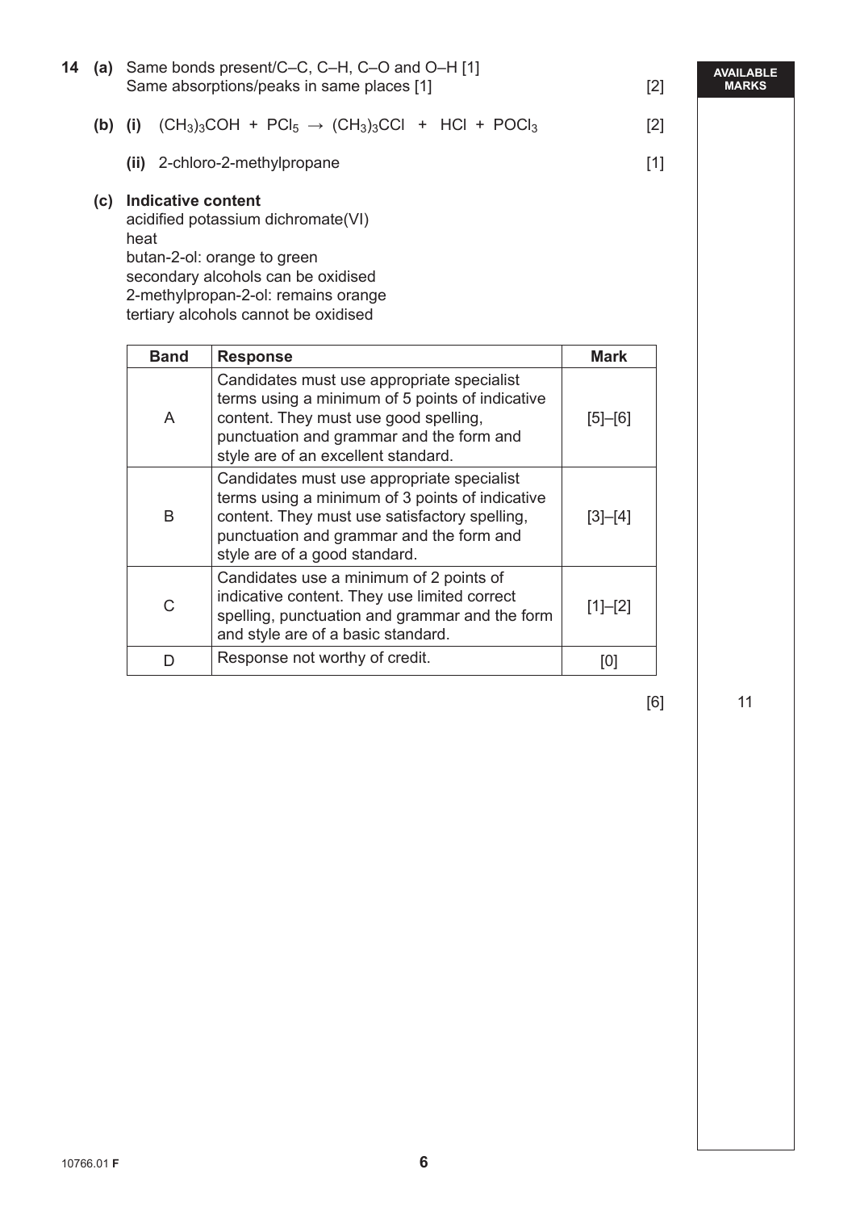**14 (a)** Same bonds present/C–C, C–H, C–O and O–H [1]
Same absorptions/peaks in same places [1] [2]

**(b) (i)** $(CH_3)_3COH + PCl_5 \rightarrow (CH_3)_3CCl + HCl + POCl_3$ [2]

**(ii)** 2-chloro-2-methylpropane [1]

**(c) Indicative content**

acidified potassium dichromate(VI)
heat
butan-2-ol: orange to green
secondary alcohols can be oxidised
2-methylpropan-2-ol: remains orange
tertiary alcohols cannot be oxidised

| Band | Response | Mark |
|---|---|---|
| A | Candidates must use appropriate specialist terms using a minimum of 5 points of indicative content. They must use good spelling, punctuation and grammar and the form and style are of an excellent standard. | [5]–[6] |
| B | Candidates must use appropriate specialist terms using a minimum of 3 points of indicative content. They must use satisfactory spelling, punctuation and grammar and the form and style are of a good standard. | [3]–[4] |
| C | Candidates use a minimum of 2 points of indicative content. They use limited correct spelling, punctuation and grammar and the form and style are of a basic standard. | [1]–[2] |
| D | Response not worthy of credit. | [0] |

[6]

AVAILABLE MARKS: 11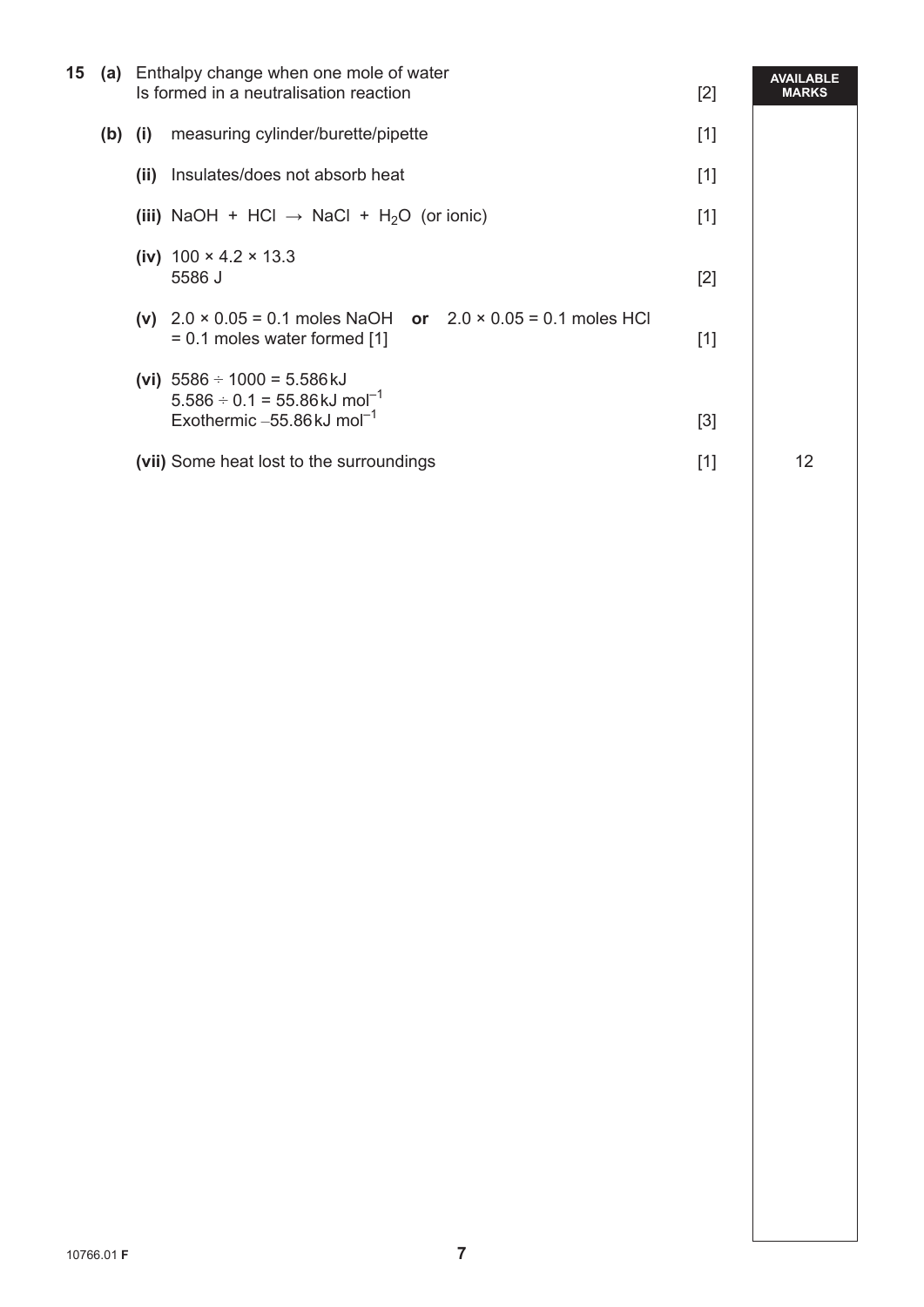| | | | | AVAILABLE MARKS |
|---|---|---|---|---|
| **15** | **(a)** | Enthalpy change when one mole of water Is formed in a neutralisation reaction | [2] | |
| | **(b) (i)** | measuring cylinder/burette/pipette | [1] | |
| | **(ii)** | Insulates/does not absorb heat | [1] | |
| | **(iii)** | $NaOH + HCl \rightarrow NaCl + H_2O$ (or ionic) | [1] | |
| | **(iv)** | $100 \times 4.2 \times 13.3$<br>5586 J | [2] | |
| | **(v)** | $2.0 \times 0.05 = 0.1$ moles NaOH **or** $2.0 \times 0.05 = 0.1$ moles HCl<br>= 0.1 moles water formed [1] | [1] | |
| | **(vi)** | $5586 \div 1000 = 5.586$ kJ<br>$5.586 \div 0.1 = 55.86$ kJ $mol^{-1}$<br>Exothermic $-55.86$ kJ $mol^{-1}$ | [3] | |
| | **(vii)** | Some heat lost to the surroundings | [1] | 12 |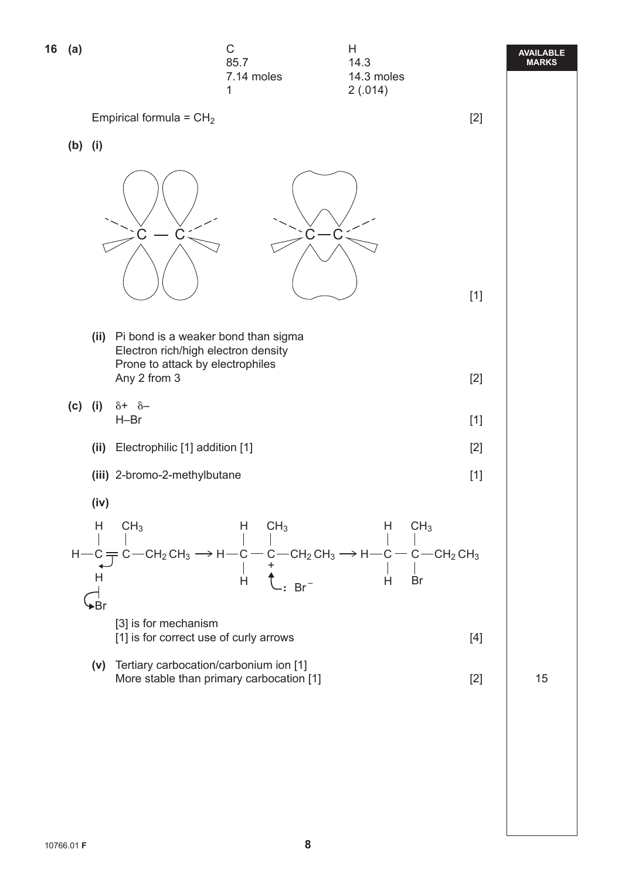**16 (a)**

| | C | H |
|---|---|---|
| | 85.7 | 14.3 |
| | 7.14 moles | 14.3 moles |
| | 1 | 2 (.014) |

Empirical formula = $CH_2$ [2]

**(b) (i)** [1]

**(ii)** Pi bond is a weaker bond than sigma
Electron rich/high electron density
Prone to attack by electrophiles
Any 2 from 3 [2]

**(c) (i)** $\overset{\delta+}{H}–\overset{\delta-}{Br}$ [1]

**(ii)** Electrophilic [1] addition [1] [2]

**(iii)** 2-bromo-2-methylbutane [1]

**(iv)**

$H_2C=C(CH_3)CH_2CH_3 \longrightarrow H_3C–\overset{+}{C}(CH_3)CH_2CH_3 \;\; :Br^- \longrightarrow H_3C–C(CH_3)(Br)CH_2CH_3$

[3] is for mechanism
[1] is for correct use of curly arrows [4]

**(v)** Tertiary carbocation/carbonium ion [1]
More stable than primary carbocation [1] [2]

AVAILABLE MARKS: 15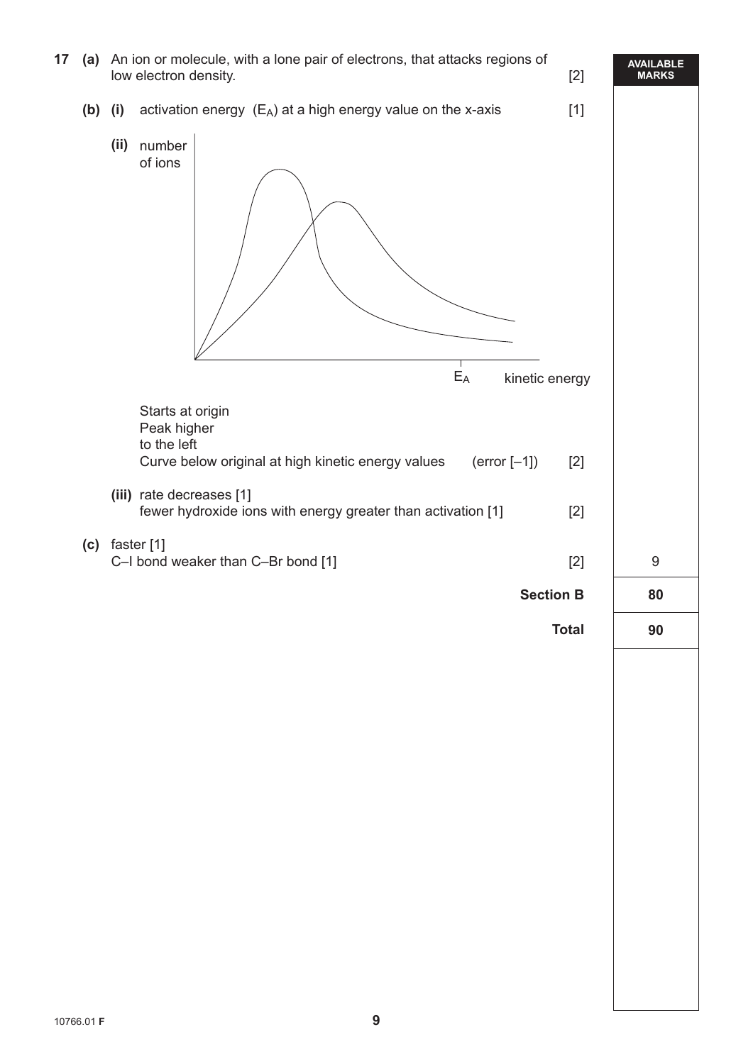**17 (a)** An ion or molecule, with a lone pair of electrons, that attacks regions of low electron density. [2]

**(b) (i)** activation energy ($E_A$) at a high energy value on the x-axis [1]

**(ii)**

number of ions

$E_A$

kinetic energy

Starts at origin
Peak higher
to the left
Curve below original at high kinetic energy values (error [–1]) [2]

**(iii)** rate decreases [1]
fewer hydroxide ions with energy greater than activation [1] [2]

**(c)** faster [1]
C–I bond weaker than C–Br bond [1] [2]

| | |
|---|---|
| AVAILABLE MARKS | 9 |
| **Section B** | **80** |
| **Total** | **90** |